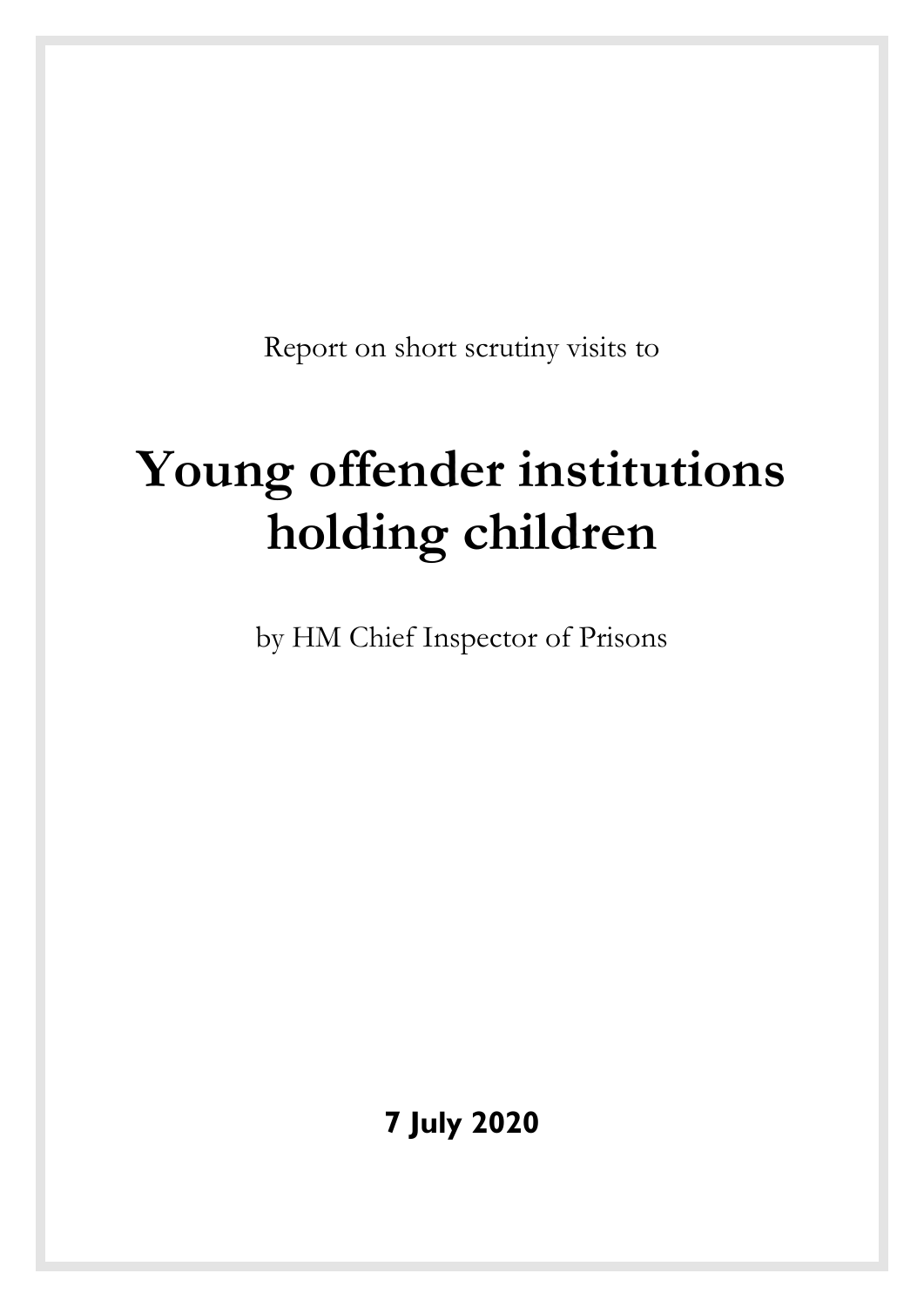Report on short scrutiny visits to

# Young offender institutions holding children

by HM Chief Inspector of Prisons

**7 July 2020**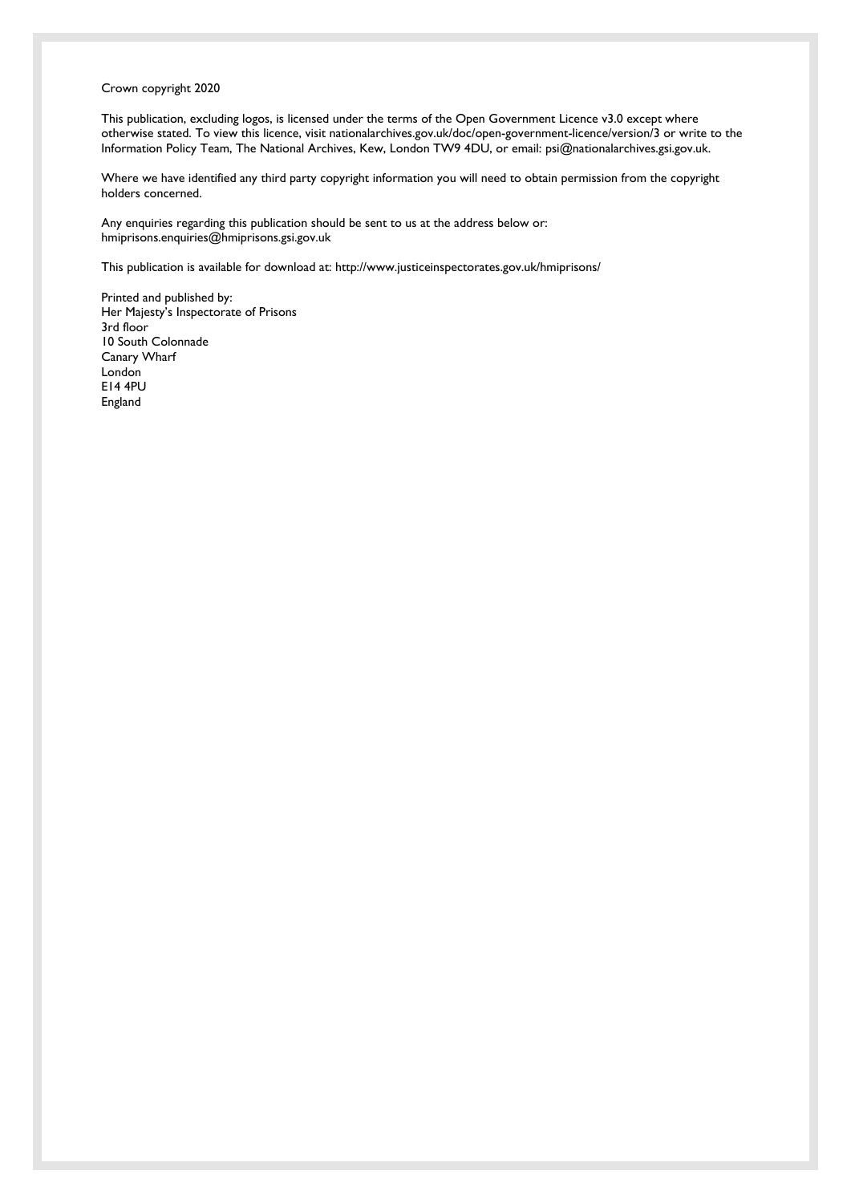Crown copyright 2020

This publication, excluding logos, is licensed under the terms of the Open Government Licence v3.0 except where otherwise stated. To view this licence, visit nationalarchives.gov.uk/doc/open-government-licence/version/3 or write to the Information Policy Team, The National Archives, Kew, London TW9 4DU, or email: psi@nationalarchives.gsi.gov.uk.

Where we have identified any third party copyright information you will need to obtain permission from the copyright holders concerned.

Any enquiries regarding this publication should be sent to us at the address below or:
hmiprisons.enquiries@hmiprisons.gsi.gov.uk

This publication is available for download at: http://www.justiceinspectorates.gov.uk/hmiprisons/

Printed and published by:
Her Majesty's Inspectorate of Prisons
3rd floor
10 South Colonnade
Canary Wharf
London
E14 4PU
England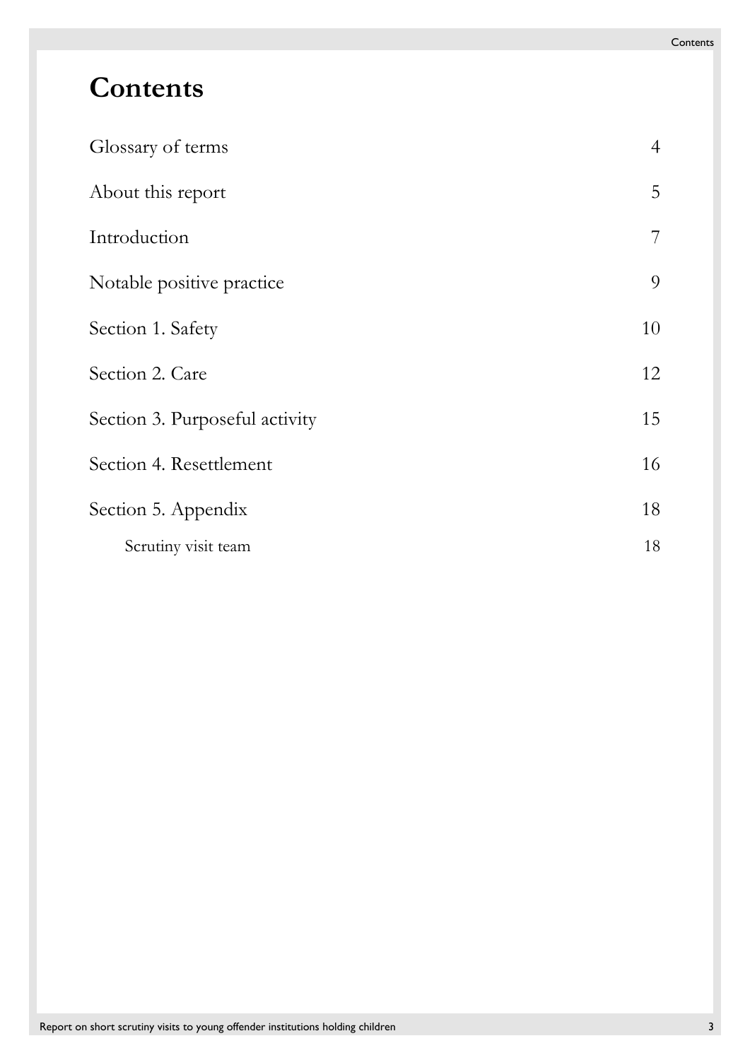# Contents

| | |
|---|---|
| Glossary of terms | 4 |
| About this report | 5 |
| Introduction | 7 |
| Notable positive practice | 9 |
| Section 1. Safety | 10 |
| Section 2. Care | 12 |
| Section 3. Purposeful activity | 15 |
| Section 4. Resettlement | 16 |
| Section 5. Appendix | 18 |
| Scrutiny visit team | 18 |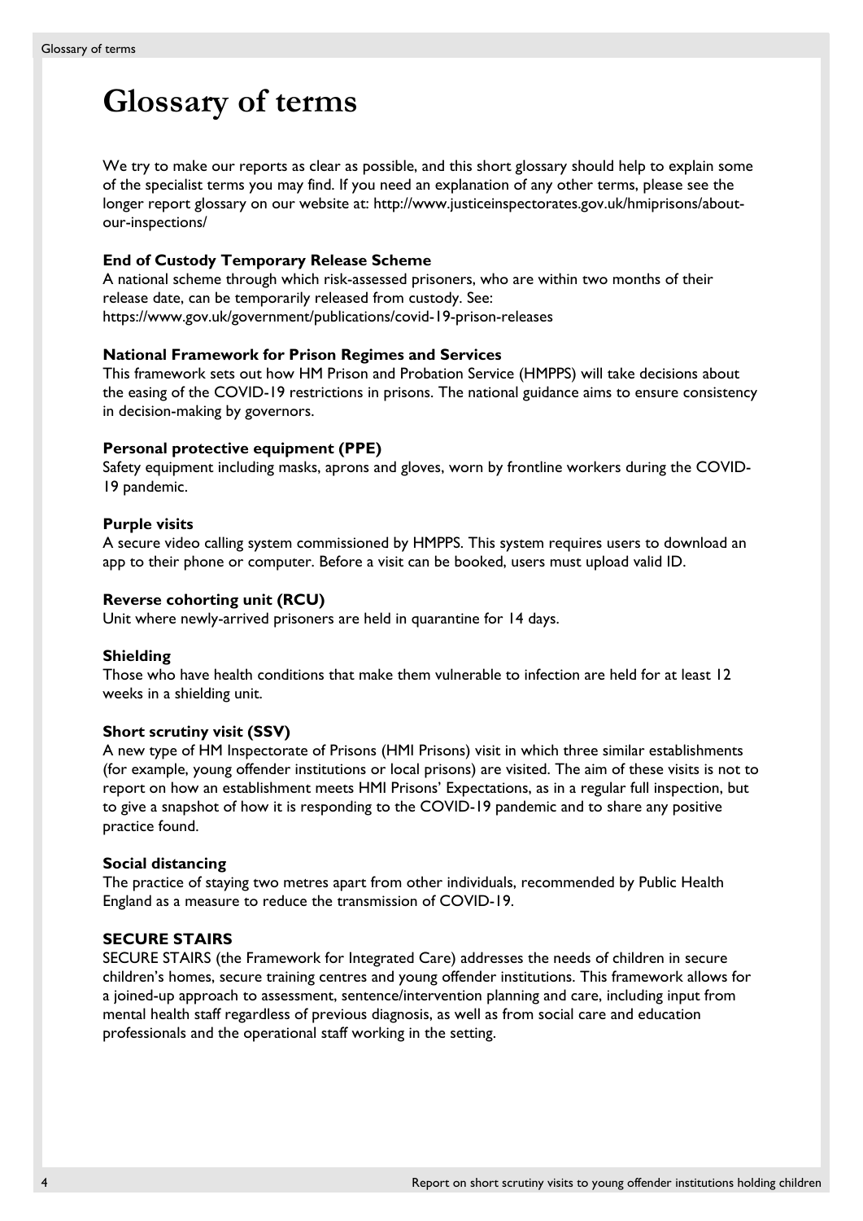# Glossary of terms

We try to make our reports as clear as possible, and this short glossary should help to explain some of the specialist terms you may find. If you need an explanation of any other terms, please see the longer report glossary on our website at: http://www.justiceinspectorates.gov.uk/hmiprisons/about-our-inspections/

**End of Custody Temporary Release Scheme**
A national scheme through which risk-assessed prisoners, who are within two months of their release date, can be temporarily released from custody. See: https://www.gov.uk/government/publications/covid-19-prison-releases

**National Framework for Prison Regimes and Services**
This framework sets out how HM Prison and Probation Service (HMPPS) will take decisions about the easing of the COVID-19 restrictions in prisons. The national guidance aims to ensure consistency in decision-making by governors.

**Personal protective equipment (PPE)**
Safety equipment including masks, aprons and gloves, worn by frontline workers during the COVID-19 pandemic.

**Purple visits**
A secure video calling system commissioned by HMPPS. This system requires users to download an app to their phone or computer. Before a visit can be booked, users must upload valid ID.

**Reverse cohorting unit (RCU)**
Unit where newly-arrived prisoners are held in quarantine for 14 days.

**Shielding**
Those who have health conditions that make them vulnerable to infection are held for at least 12 weeks in a shielding unit.

**Short scrutiny visit (SSV)**
A new type of HM Inspectorate of Prisons (HMI Prisons) visit in which three similar establishments (for example, young offender institutions or local prisons) are visited. The aim of these visits is not to report on how an establishment meets HMI Prisons' Expectations, as in a regular full inspection, but to give a snapshot of how it is responding to the COVID-19 pandemic and to share any positive practice found.

**Social distancing**
The practice of staying two metres apart from other individuals, recommended by Public Health England as a measure to reduce the transmission of COVID-19.

**SECURE STAIRS**
SECURE STAIRS (the Framework for Integrated Care) addresses the needs of children in secure children's homes, secure training centres and young offender institutions. This framework allows for a joined-up approach to assessment, sentence/intervention planning and care, including input from mental health staff regardless of previous diagnosis, as well as from social care and education professionals and the operational staff working in the setting.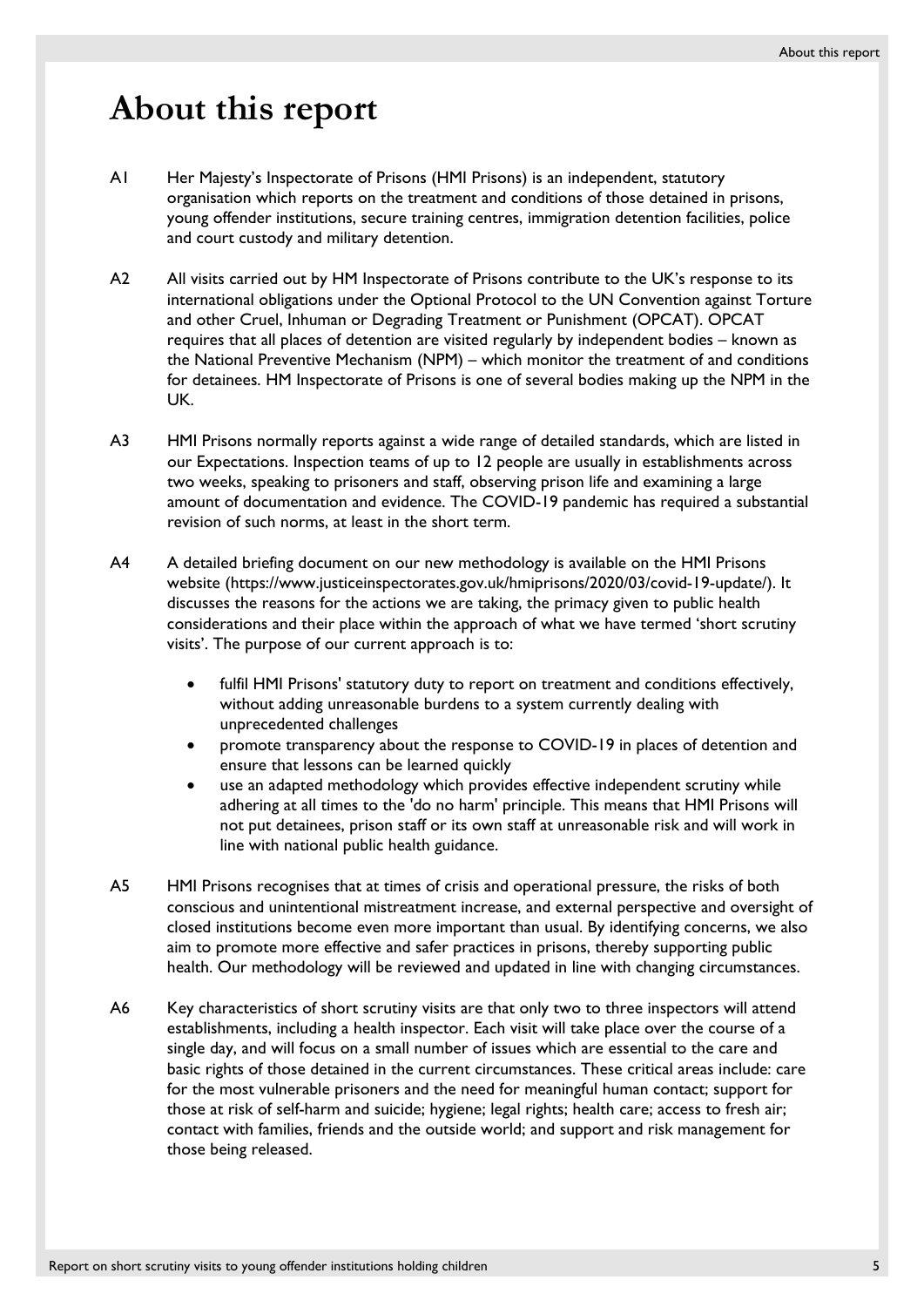# About this report

A1 Her Majesty's Inspectorate of Prisons (HMI Prisons) is an independent, statutory organisation which reports on the treatment and conditions of those detained in prisons, young offender institutions, secure training centres, immigration detention facilities, police and court custody and military detention.

A2 All visits carried out by HM Inspectorate of Prisons contribute to the UK's response to its international obligations under the Optional Protocol to the UN Convention against Torture and other Cruel, Inhuman or Degrading Treatment or Punishment (OPCAT). OPCAT requires that all places of detention are visited regularly by independent bodies – known as the National Preventive Mechanism (NPM) – which monitor the treatment of and conditions for detainees. HM Inspectorate of Prisons is one of several bodies making up the NPM in the UK.

A3 HMI Prisons normally reports against a wide range of detailed standards, which are listed in our Expectations. Inspection teams of up to 12 people are usually in establishments across two weeks, speaking to prisoners and staff, observing prison life and examining a large amount of documentation and evidence. The COVID-19 pandemic has required a substantial revision of such norms, at least in the short term.

A4 A detailed briefing document on our new methodology is available on the HMI Prisons website (https://www.justiceinspectorates.gov.uk/hmiprisons/2020/03/covid-19-update/). It discusses the reasons for the actions we are taking, the primacy given to public health considerations and their place within the approach of what we have termed 'short scrutiny visits'. The purpose of our current approach is to:

- fulfil HMI Prisons' statutory duty to report on treatment and conditions effectively, without adding unreasonable burdens to a system currently dealing with unprecedented challenges
- promote transparency about the response to COVID-19 in places of detention and ensure that lessons can be learned quickly
- use an adapted methodology which provides effective independent scrutiny while adhering at all times to the 'do no harm' principle. This means that HMI Prisons will not put detainees, prison staff or its own staff at unreasonable risk and will work in line with national public health guidance.

A5 HMI Prisons recognises that at times of crisis and operational pressure, the risks of both conscious and unintentional mistreatment increase, and external perspective and oversight of closed institutions become even more important than usual. By identifying concerns, we also aim to promote more effective and safer practices in prisons, thereby supporting public health. Our methodology will be reviewed and updated in line with changing circumstances.

A6 Key characteristics of short scrutiny visits are that only two to three inspectors will attend establishments, including a health inspector. Each visit will take place over the course of a single day, and will focus on a small number of issues which are essential to the care and basic rights of those detained in the current circumstances. These critical areas include: care for the most vulnerable prisoners and the need for meaningful human contact; support for those at risk of self-harm and suicide; hygiene; legal rights; health care; access to fresh air; contact with families, friends and the outside world; and support and risk management for those being released.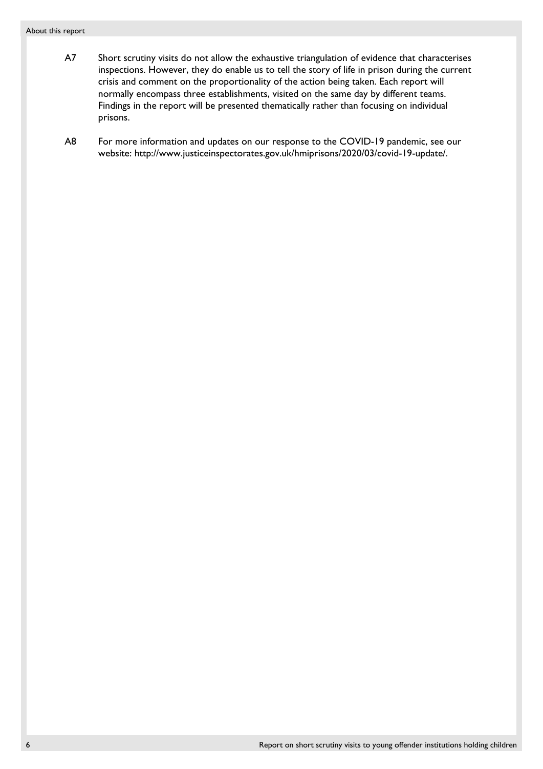A7 Short scrutiny visits do not allow the exhaustive triangulation of evidence that characterises inspections. However, they do enable us to tell the story of life in prison during the current crisis and comment on the proportionality of the action being taken. Each report will normally encompass three establishments, visited on the same day by different teams. Findings in the report will be presented thematically rather than focusing on individual prisons.

A8 For more information and updates on our response to the COVID-19 pandemic, see our website: http://www.justiceinspectorates.gov.uk/hmiprisons/2020/03/covid-19-update/.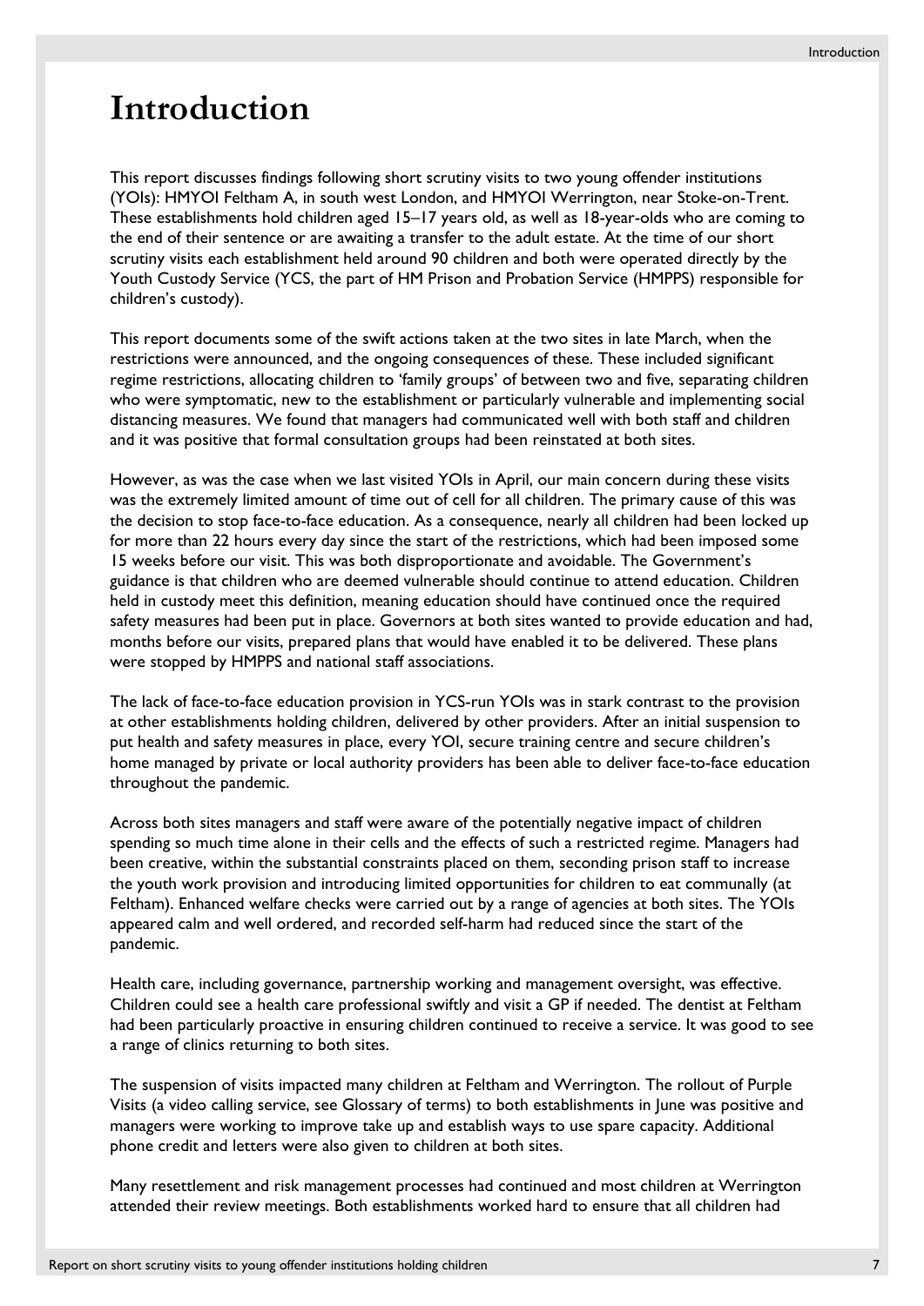# Introduction

This report discusses findings following short scrutiny visits to two young offender institutions (YOIs): HMYOI Feltham A, in south west London, and HMYOI Werrington, near Stoke-on-Trent. These establishments hold children aged 15–17 years old, as well as 18-year-olds who are coming to the end of their sentence or are awaiting a transfer to the adult estate. At the time of our short scrutiny visits each establishment held around 90 children and both were operated directly by the Youth Custody Service (YCS, the part of HM Prison and Probation Service (HMPPS) responsible for children's custody).

This report documents some of the swift actions taken at the two sites in late March, when the restrictions were announced, and the ongoing consequences of these. These included significant regime restrictions, allocating children to 'family groups' of between two and five, separating children who were symptomatic, new to the establishment or particularly vulnerable and implementing social distancing measures. We found that managers had communicated well with both staff and children and it was positive that formal consultation groups had been reinstated at both sites.

However, as was the case when we last visited YOIs in April, our main concern during these visits was the extremely limited amount of time out of cell for all children. The primary cause of this was the decision to stop face-to-face education. As a consequence, nearly all children had been locked up for more than 22 hours every day since the start of the restrictions, which had been imposed some 15 weeks before our visit. This was both disproportionate and avoidable. The Government's guidance is that children who are deemed vulnerable should continue to attend education. Children held in custody meet this definition, meaning education should have continued once the required safety measures had been put in place. Governors at both sites wanted to provide education and had, months before our visits, prepared plans that would have enabled it to be delivered. These plans were stopped by HMPPS and national staff associations.

The lack of face-to-face education provision in YCS-run YOIs was in stark contrast to the provision at other establishments holding children, delivered by other providers. After an initial suspension to put health and safety measures in place, every YOI, secure training centre and secure children's home managed by private or local authority providers has been able to deliver face-to-face education throughout the pandemic.

Across both sites managers and staff were aware of the potentially negative impact of children spending so much time alone in their cells and the effects of such a restricted regime. Managers had been creative, within the substantial constraints placed on them, seconding prison staff to increase the youth work provision and introducing limited opportunities for children to eat communally (at Feltham). Enhanced welfare checks were carried out by a range of agencies at both sites. The YOIs appeared calm and well ordered, and recorded self-harm had reduced since the start of the pandemic.

Health care, including governance, partnership working and management oversight, was effective. Children could see a health care professional swiftly and visit a GP if needed. The dentist at Feltham had been particularly proactive in ensuring children continued to receive a service. It was good to see a range of clinics returning to both sites.

The suspension of visits impacted many children at Feltham and Werrington. The rollout of Purple Visits (a video calling service, see Glossary of terms) to both establishments in June was positive and managers were working to improve take up and establish ways to use spare capacity. Additional phone credit and letters were also given to children at both sites.

Many resettlement and risk management processes had continued and most children at Werrington attended their review meetings. Both establishments worked hard to ensure that all children had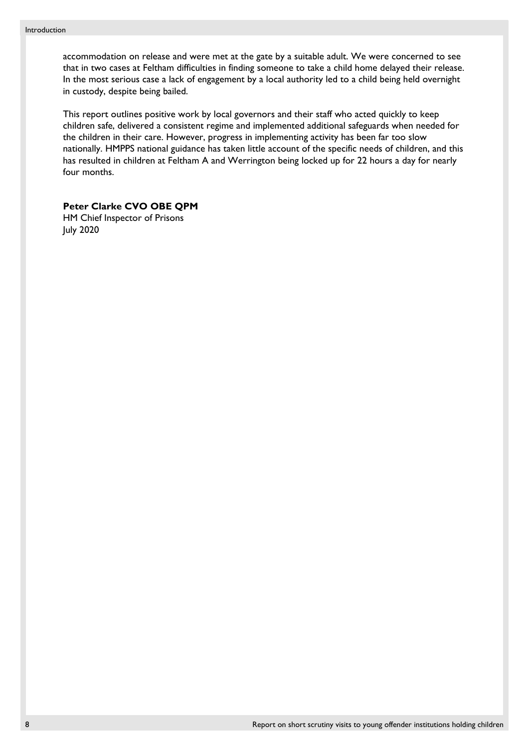accommodation on release and were met at the gate by a suitable adult. We were concerned to see that in two cases at Feltham difficulties in finding someone to take a child home delayed their release. In the most serious case a lack of engagement by a local authority led to a child being held overnight in custody, despite being bailed.

This report outlines positive work by local governors and their staff who acted quickly to keep children safe, delivered a consistent regime and implemented additional safeguards when needed for the children in their care. However, progress in implementing activity has been far too slow nationally. HMPPS national guidance has taken little account of the specific needs of children, and this has resulted in children at Feltham A and Werrington being locked up for 22 hours a day for nearly four months.

**Peter Clarke CVO OBE QPM**
HM Chief Inspector of Prisons
July 2020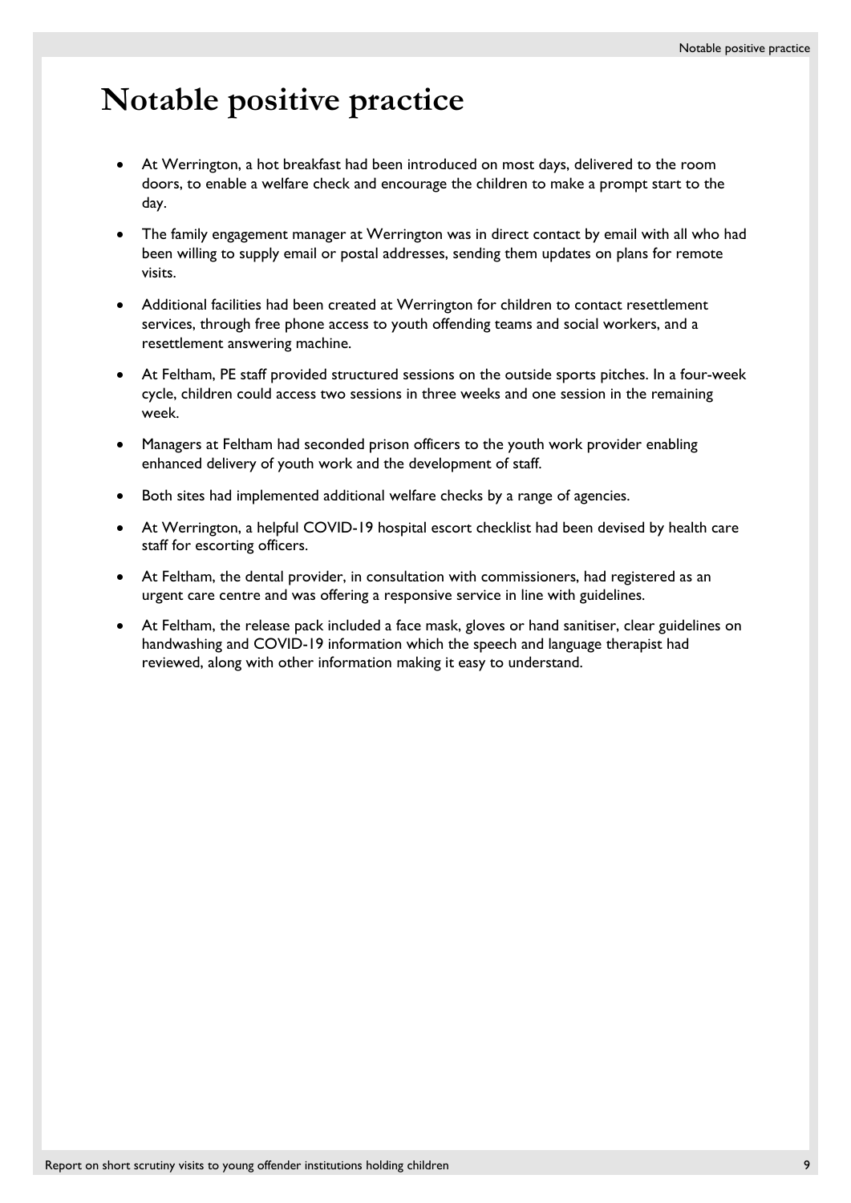# Notable positive practice

- At Werrington, a hot breakfast had been introduced on most days, delivered to the room doors, to enable a welfare check and encourage the children to make a prompt start to the day.
- The family engagement manager at Werrington was in direct contact by email with all who had been willing to supply email or postal addresses, sending them updates on plans for remote visits.
- Additional facilities had been created at Werrington for children to contact resettlement services, through free phone access to youth offending teams and social workers, and a resettlement answering machine.
- At Feltham, PE staff provided structured sessions on the outside sports pitches. In a four-week cycle, children could access two sessions in three weeks and one session in the remaining week.
- Managers at Feltham had seconded prison officers to the youth work provider enabling enhanced delivery of youth work and the development of staff.
- Both sites had implemented additional welfare checks by a range of agencies.
- At Werrington, a helpful COVID-19 hospital escort checklist had been devised by health care staff for escorting officers.
- At Feltham, the dental provider, in consultation with commissioners, had registered as an urgent care centre and was offering a responsive service in line with guidelines.
- At Feltham, the release pack included a face mask, gloves or hand sanitiser, clear guidelines on handwashing and COVID-19 information which the speech and language therapist had reviewed, along with other information making it easy to understand.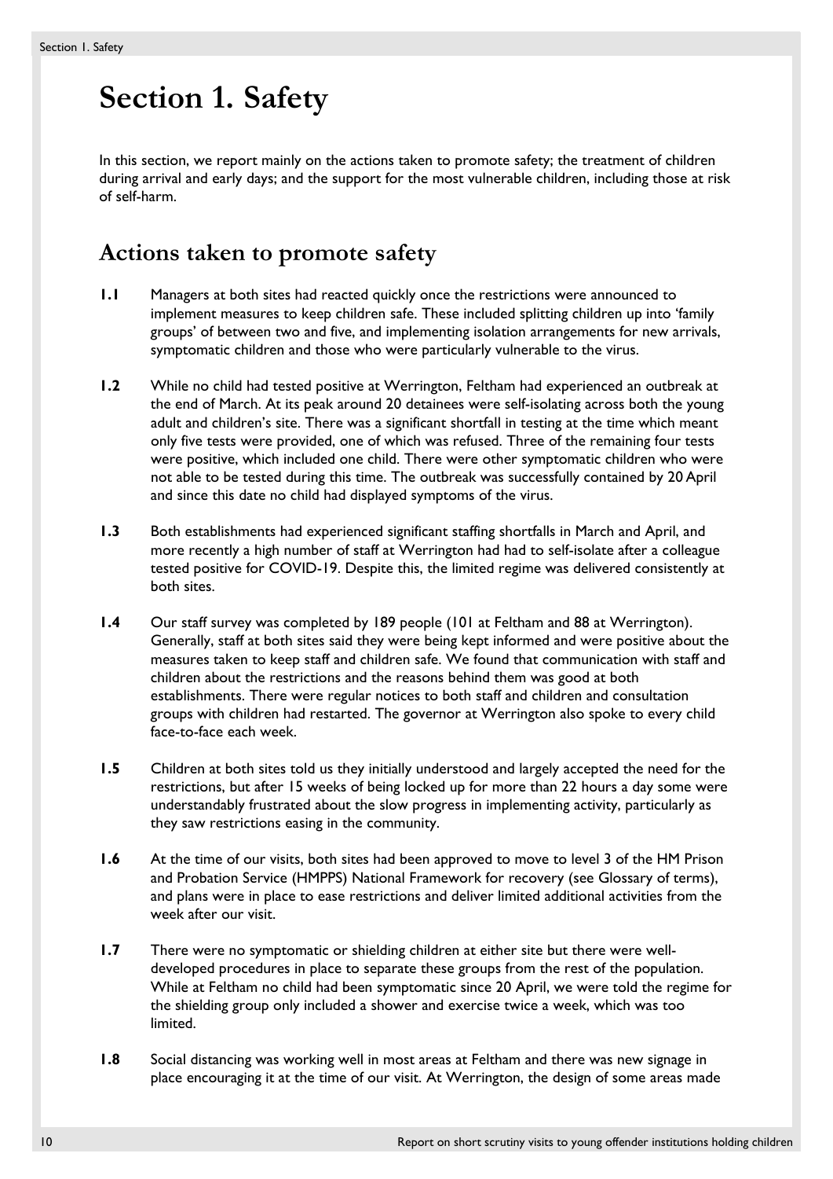# Section 1. Safety

In this section, we report mainly on the actions taken to promote safety; the treatment of children during arrival and early days; and the support for the most vulnerable children, including those at risk of self-harm.

## Actions taken to promote safety

**1.1** Managers at both sites had reacted quickly once the restrictions were announced to implement measures to keep children safe. These included splitting children up into 'family groups' of between two and five, and implementing isolation arrangements for new arrivals, symptomatic children and those who were particularly vulnerable to the virus.

**1.2** While no child had tested positive at Werrington, Feltham had experienced an outbreak at the end of March. At its peak around 20 detainees were self-isolating across both the young adult and children's site. There was a significant shortfall in testing at the time which meant only five tests were provided, one of which was refused. Three of the remaining four tests were positive, which included one child. There were other symptomatic children who were not able to be tested during this time. The outbreak was successfully contained by 20 April and since this date no child had displayed symptoms of the virus.

**1.3** Both establishments had experienced significant staffing shortfalls in March and April, and more recently a high number of staff at Werrington had had to self-isolate after a colleague tested positive for COVID-19. Despite this, the limited regime was delivered consistently at both sites.

**1.4** Our staff survey was completed by 189 people (101 at Feltham and 88 at Werrington). Generally, staff at both sites said they were being kept informed and were positive about the measures taken to keep staff and children safe. We found that communication with staff and children about the restrictions and the reasons behind them was good at both establishments. There were regular notices to both staff and children and consultation groups with children had restarted. The governor at Werrington also spoke to every child face-to-face each week.

**1.5** Children at both sites told us they initially understood and largely accepted the need for the restrictions, but after 15 weeks of being locked up for more than 22 hours a day some were understandably frustrated about the slow progress in implementing activity, particularly as they saw restrictions easing in the community.

**1.6** At the time of our visits, both sites had been approved to move to level 3 of the HM Prison and Probation Service (HMPPS) National Framework for recovery (see Glossary of terms), and plans were in place to ease restrictions and deliver limited additional activities from the week after our visit.

**1.7** There were no symptomatic or shielding children at either site but there were well-developed procedures in place to separate these groups from the rest of the population. While at Feltham no child had been symptomatic since 20 April, we were told the regime for the shielding group only included a shower and exercise twice a week, which was too limited.

**1.8** Social distancing was working well in most areas at Feltham and there was new signage in place encouraging it at the time of our visit. At Werrington, the design of some areas made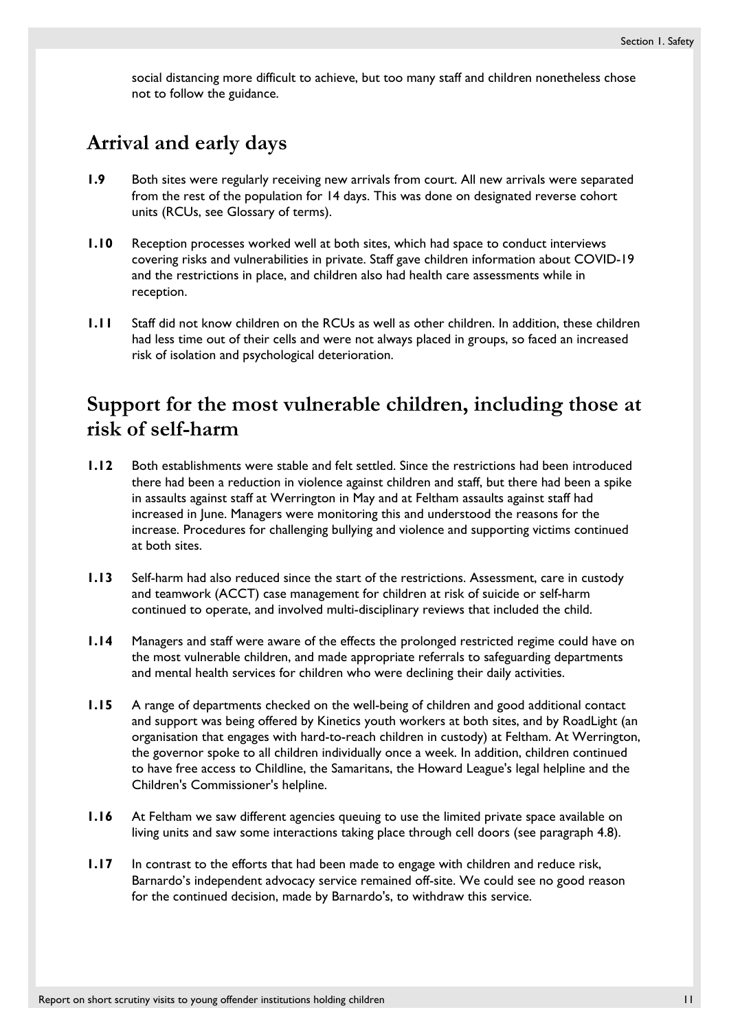social distancing more difficult to achieve, but too many staff and children nonetheless chose not to follow the guidance.

## Arrival and early days

**1.9** Both sites were regularly receiving new arrivals from court. All new arrivals were separated from the rest of the population for 14 days. This was done on designated reverse cohort units (RCUs, see Glossary of terms).

**1.10** Reception processes worked well at both sites, which had space to conduct interviews covering risks and vulnerabilities in private. Staff gave children information about COVID-19 and the restrictions in place, and children also had health care assessments while in reception.

**1.11** Staff did not know children on the RCUs as well as other children. In addition, these children had less time out of their cells and were not always placed in groups, so faced an increased risk of isolation and psychological deterioration.

## Support for the most vulnerable children, including those at risk of self-harm

**1.12** Both establishments were stable and felt settled. Since the restrictions had been introduced there had been a reduction in violence against children and staff, but there had been a spike in assaults against staff at Werrington in May and at Feltham assaults against staff had increased in June. Managers were monitoring this and understood the reasons for the increase. Procedures for challenging bullying and violence and supporting victims continued at both sites.

**1.13** Self-harm had also reduced since the start of the restrictions. Assessment, care in custody and teamwork (ACCT) case management for children at risk of suicide or self-harm continued to operate, and involved multi-disciplinary reviews that included the child.

**1.14** Managers and staff were aware of the effects the prolonged restricted regime could have on the most vulnerable children, and made appropriate referrals to safeguarding departments and mental health services for children who were declining their daily activities.

**1.15** A range of departments checked on the well-being of children and good additional contact and support was being offered by Kinetics youth workers at both sites, and by RoadLight (an organisation that engages with hard-to-reach children in custody) at Feltham. At Werrington, the governor spoke to all children individually once a week. In addition, children continued to have free access to Childline, the Samaritans, the Howard League's legal helpline and the Children's Commissioner's helpline.

**1.16** At Feltham we saw different agencies queuing to use the limited private space available on living units and saw some interactions taking place through cell doors (see paragraph 4.8).

**1.17** In contrast to the efforts that had been made to engage with children and reduce risk, Barnardo's independent advocacy service remained off-site. We could see no good reason for the continued decision, made by Barnardo's, to withdraw this service.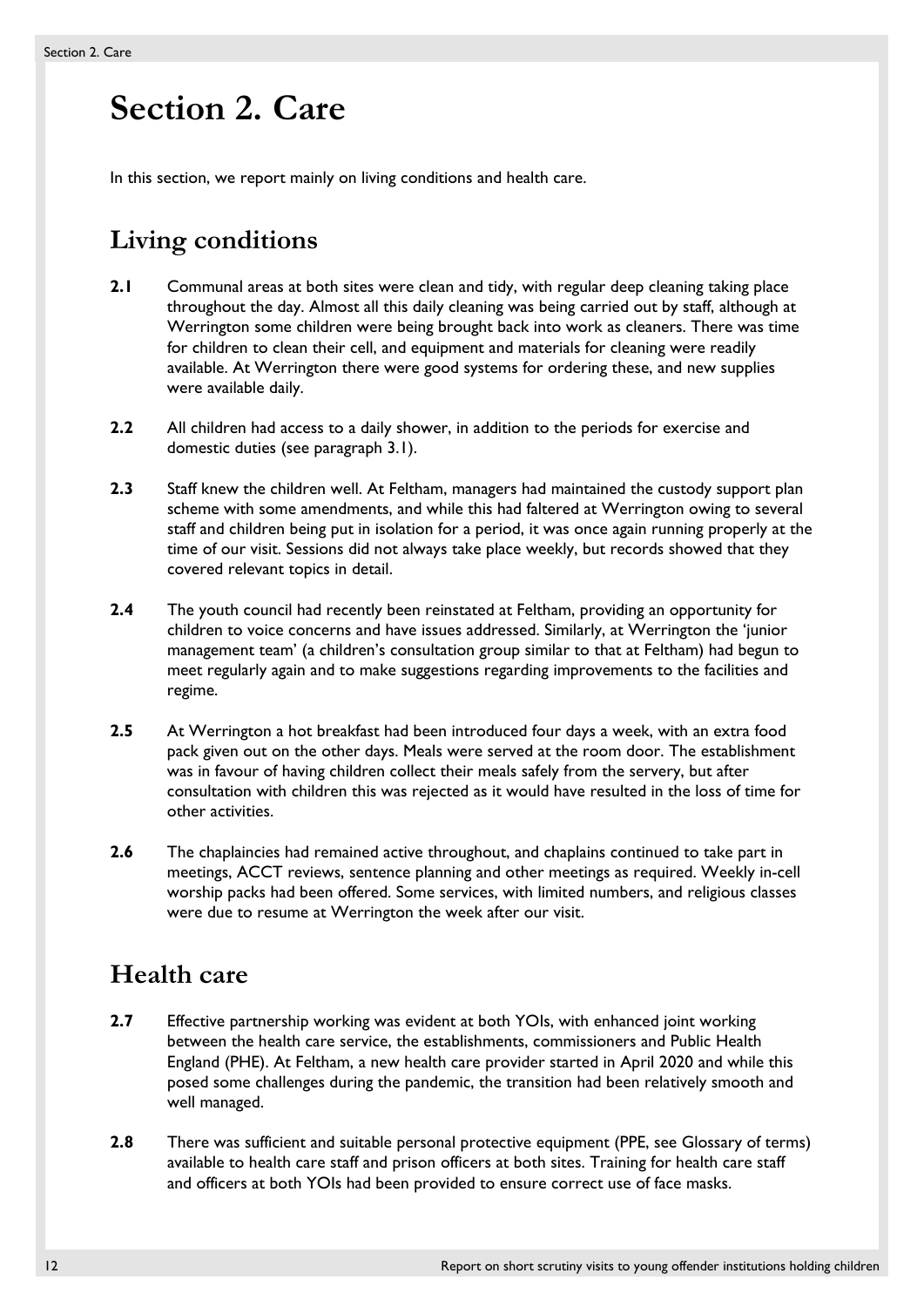# Section 2. Care

In this section, we report mainly on living conditions and health care.

## Living conditions

**2.1** Communal areas at both sites were clean and tidy, with regular deep cleaning taking place throughout the day. Almost all this daily cleaning was being carried out by staff, although at Werrington some children were being brought back into work as cleaners. There was time for children to clean their cell, and equipment and materials for cleaning were readily available. At Werrington there were good systems for ordering these, and new supplies were available daily.

**2.2** All children had access to a daily shower, in addition to the periods for exercise and domestic duties (see paragraph 3.1).

**2.3** Staff knew the children well. At Feltham, managers had maintained the custody support plan scheme with some amendments, and while this had faltered at Werrington owing to several staff and children being put in isolation for a period, it was once again running properly at the time of our visit. Sessions did not always take place weekly, but records showed that they covered relevant topics in detail.

**2.4** The youth council had recently been reinstated at Feltham, providing an opportunity for children to voice concerns and have issues addressed. Similarly, at Werrington the 'junior management team' (a children's consultation group similar to that at Feltham) had begun to meet regularly again and to make suggestions regarding improvements to the facilities and regime.

**2.5** At Werrington a hot breakfast had been introduced four days a week, with an extra food pack given out on the other days. Meals were served at the room door. The establishment was in favour of having children collect their meals safely from the servery, but after consultation with children this was rejected as it would have resulted in the loss of time for other activities.

**2.6** The chaplaincies had remained active throughout, and chaplains continued to take part in meetings, ACCT reviews, sentence planning and other meetings as required. Weekly in-cell worship packs had been offered. Some services, with limited numbers, and religious classes were due to resume at Werrington the week after our visit.

## Health care

**2.7** Effective partnership working was evident at both YOIs, with enhanced joint working between the health care service, the establishments, commissioners and Public Health England (PHE). At Feltham, a new health care provider started in April 2020 and while this posed some challenges during the pandemic, the transition had been relatively smooth and well managed.

**2.8** There was sufficient and suitable personal protective equipment (PPE, see Glossary of terms) available to health care staff and prison officers at both sites. Training for health care staff and officers at both YOIs had been provided to ensure correct use of face masks.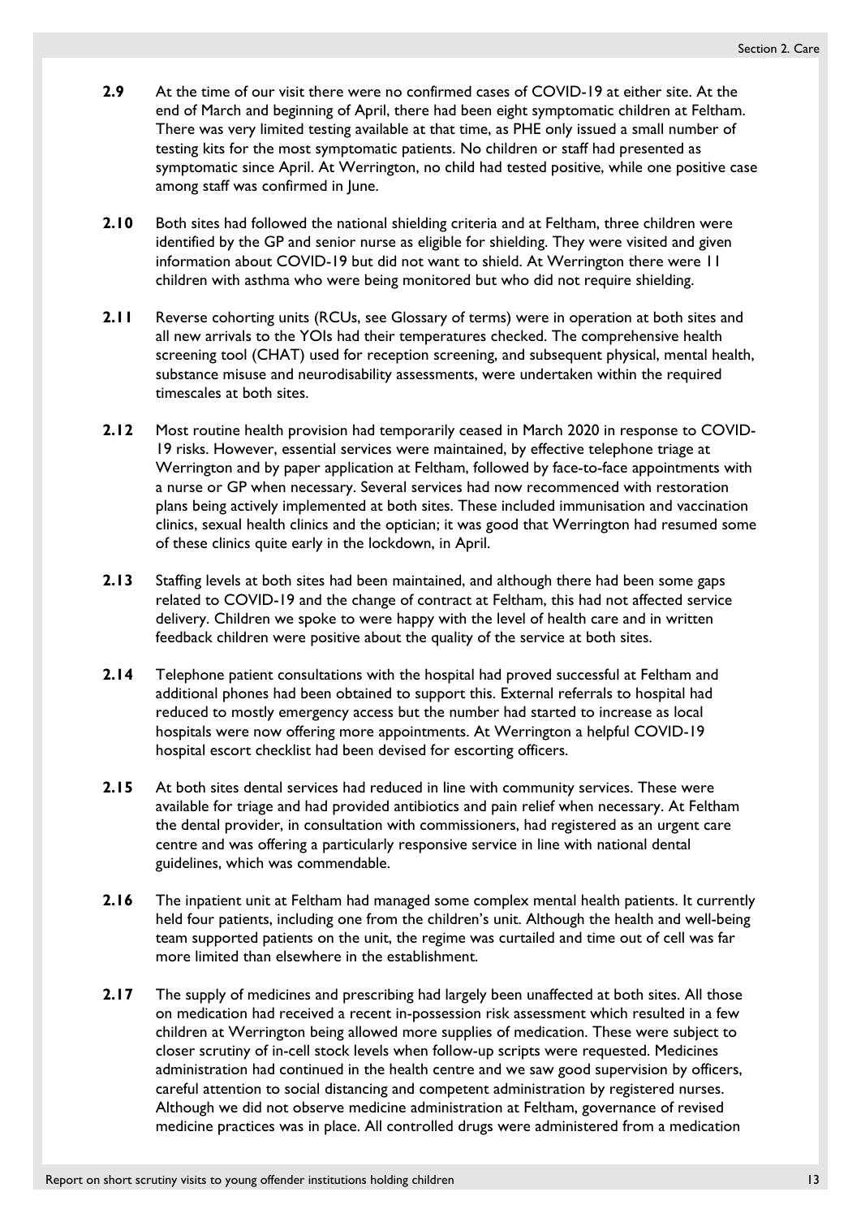**2.9** At the time of our visit there were no confirmed cases of COVID-19 at either site. At the end of March and beginning of April, there had been eight symptomatic children at Feltham. There was very limited testing available at that time, as PHE only issued a small number of testing kits for the most symptomatic patients. No children or staff had presented as symptomatic since April. At Werrington, no child had tested positive, while one positive case among staff was confirmed in June.

**2.10** Both sites had followed the national shielding criteria and at Feltham, three children were identified by the GP and senior nurse as eligible for shielding. They were visited and given information about COVID-19 but did not want to shield. At Werrington there were 11 children with asthma who were being monitored but who did not require shielding.

**2.11** Reverse cohorting units (RCUs, see Glossary of terms) were in operation at both sites and all new arrivals to the YOIs had their temperatures checked. The comprehensive health screening tool (CHAT) used for reception screening, and subsequent physical, mental health, substance misuse and neurodisability assessments, were undertaken within the required timescales at both sites.

**2.12** Most routine health provision had temporarily ceased in March 2020 in response to COVID-19 risks. However, essential services were maintained, by effective telephone triage at Werrington and by paper application at Feltham, followed by face-to-face appointments with a nurse or GP when necessary. Several services had now recommenced with restoration plans being actively implemented at both sites. These included immunisation and vaccination clinics, sexual health clinics and the optician; it was good that Werrington had resumed some of these clinics quite early in the lockdown, in April.

**2.13** Staffing levels at both sites had been maintained, and although there had been some gaps related to COVID-19 and the change of contract at Feltham, this had not affected service delivery. Children we spoke to were happy with the level of health care and in written feedback children were positive about the quality of the service at both sites.

**2.14** Telephone patient consultations with the hospital had proved successful at Feltham and additional phones had been obtained to support this. External referrals to hospital had reduced to mostly emergency access but the number had started to increase as local hospitals were now offering more appointments. At Werrington a helpful COVID-19 hospital escort checklist had been devised for escorting officers.

**2.15** At both sites dental services had reduced in line with community services. These were available for triage and had provided antibiotics and pain relief when necessary. At Feltham the dental provider, in consultation with commissioners, had registered as an urgent care centre and was offering a particularly responsive service in line with national dental guidelines, which was commendable.

**2.16** The inpatient unit at Feltham had managed some complex mental health patients. It currently held four patients, including one from the children's unit. Although the health and well-being team supported patients on the unit, the regime was curtailed and time out of cell was far more limited than elsewhere in the establishment.

**2.17** The supply of medicines and prescribing had largely been unaffected at both sites. All those on medication had received a recent in-possession risk assessment which resulted in a few children at Werrington being allowed more supplies of medication. These were subject to closer scrutiny of in-cell stock levels when follow-up scripts were requested. Medicines administration had continued in the health centre and we saw good supervision by officers, careful attention to social distancing and competent administration by registered nurses. Although we did not observe medicine administration at Feltham, governance of revised medicine practices was in place. All controlled drugs were administered from a medication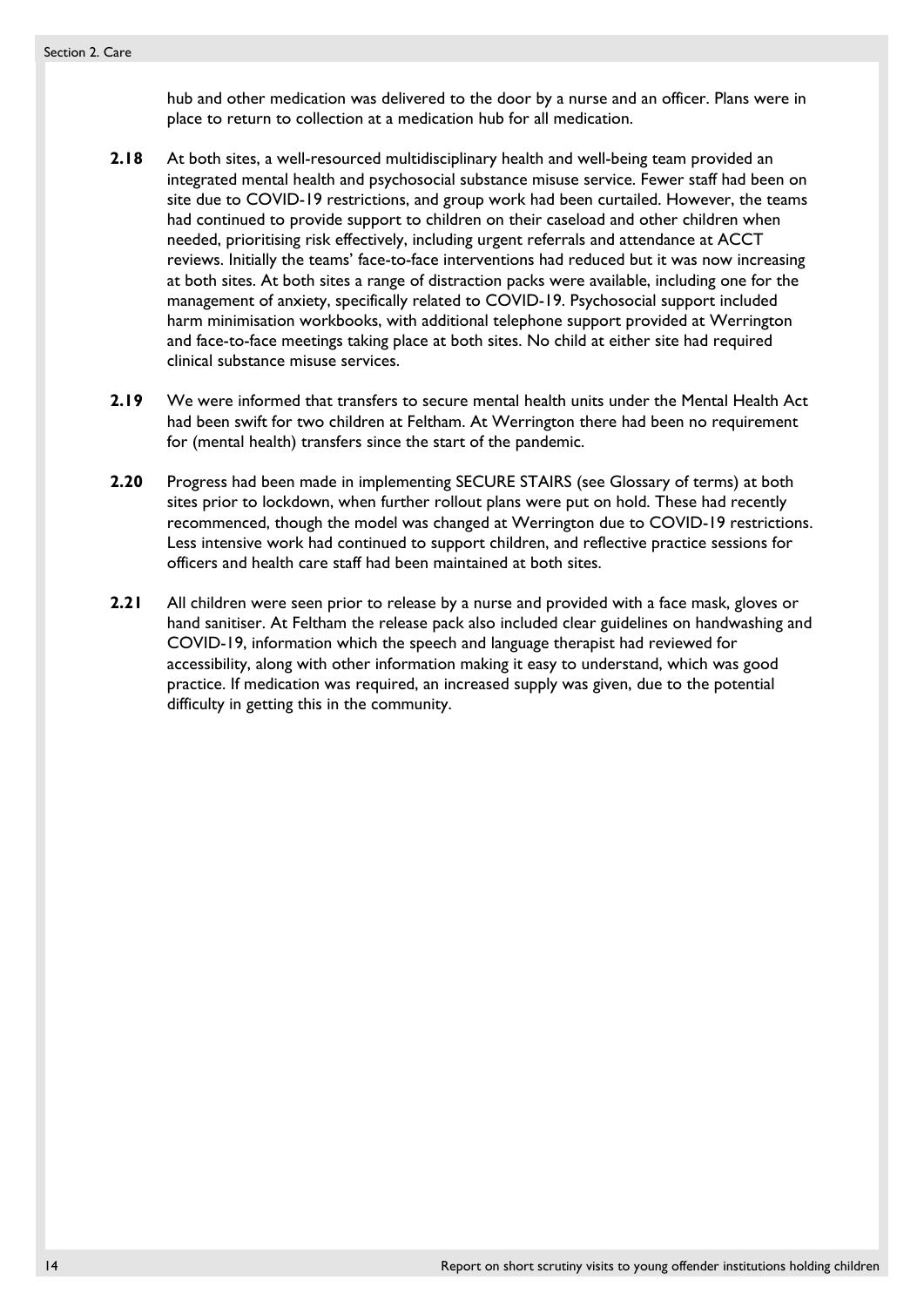hub and other medication was delivered to the door by a nurse and an officer. Plans were in place to return to collection at a medication hub for all medication.

**2.18** At both sites, a well-resourced multidisciplinary health and well-being team provided an integrated mental health and psychosocial substance misuse service. Fewer staff had been on site due to COVID-19 restrictions, and group work had been curtailed. However, the teams had continued to provide support to children on their caseload and other children when needed, prioritising risk effectively, including urgent referrals and attendance at ACCT reviews. Initially the teams' face-to-face interventions had reduced but it was now increasing at both sites. At both sites a range of distraction packs were available, including one for the management of anxiety, specifically related to COVID-19. Psychosocial support included harm minimisation workbooks, with additional telephone support provided at Werrington and face-to-face meetings taking place at both sites. No child at either site had required clinical substance misuse services.

**2.19** We were informed that transfers to secure mental health units under the Mental Health Act had been swift for two children at Feltham. At Werrington there had been no requirement for (mental health) transfers since the start of the pandemic.

**2.20** Progress had been made in implementing SECURE STAIRS (see Glossary of terms) at both sites prior to lockdown, when further rollout plans were put on hold. These had recently recommenced, though the model was changed at Werrington due to COVID-19 restrictions. Less intensive work had continued to support children, and reflective practice sessions for officers and health care staff had been maintained at both sites.

**2.21** All children were seen prior to release by a nurse and provided with a face mask, gloves or hand sanitiser. At Feltham the release pack also included clear guidelines on handwashing and COVID-19, information which the speech and language therapist had reviewed for accessibility, along with other information making it easy to understand, which was good practice. If medication was required, an increased supply was given, due to the potential difficulty in getting this in the community.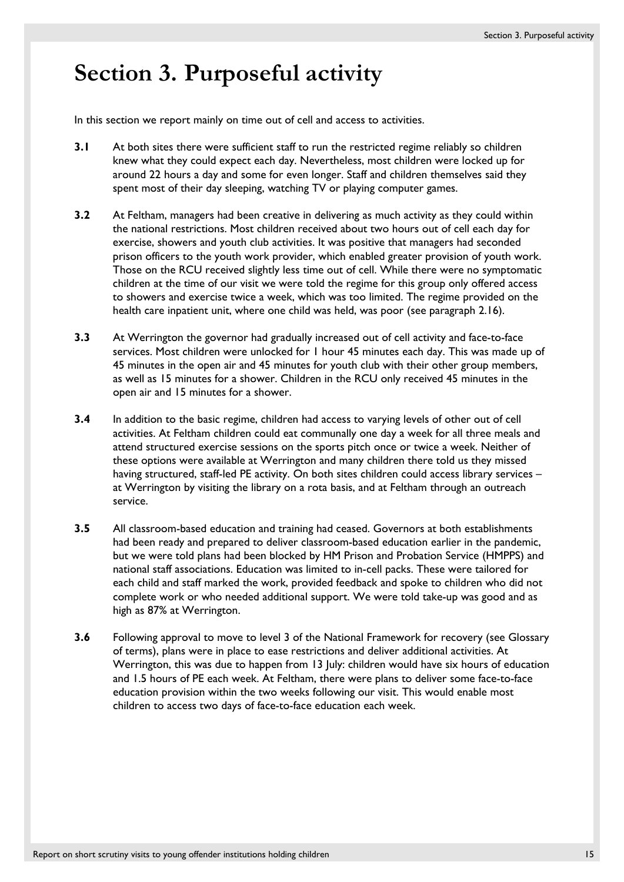# Section 3. Purposeful activity

In this section we report mainly on time out of cell and access to activities.

**3.1** At both sites there were sufficient staff to run the restricted regime reliably so children knew what they could expect each day. Nevertheless, most children were locked up for around 22 hours a day and some for even longer. Staff and children themselves said they spent most of their day sleeping, watching TV or playing computer games.

**3.2** At Feltham, managers had been creative in delivering as much activity as they could within the national restrictions. Most children received about two hours out of cell each day for exercise, showers and youth club activities. It was positive that managers had seconded prison officers to the youth work provider, which enabled greater provision of youth work. Those on the RCU received slightly less time out of cell. While there were no symptomatic children at the time of our visit we were told the regime for this group only offered access to showers and exercise twice a week, which was too limited. The regime provided on the health care inpatient unit, where one child was held, was poor (see paragraph 2.16).

**3.3** At Werrington the governor had gradually increased out of cell activity and face-to-face services. Most children were unlocked for 1 hour 45 minutes each day. This was made up of 45 minutes in the open air and 45 minutes for youth club with their other group members, as well as 15 minutes for a shower. Children in the RCU only received 45 minutes in the open air and 15 minutes for a shower.

**3.4** In addition to the basic regime, children had access to varying levels of other out of cell activities. At Feltham children could eat communally one day a week for all three meals and attend structured exercise sessions on the sports pitch once or twice a week. Neither of these options were available at Werrington and many children there told us they missed having structured, staff-led PE activity. On both sites children could access library services – at Werrington by visiting the library on a rota basis, and at Feltham through an outreach service.

**3.5** All classroom-based education and training had ceased. Governors at both establishments had been ready and prepared to deliver classroom-based education earlier in the pandemic, but we were told plans had been blocked by HM Prison and Probation Service (HMPPS) and national staff associations. Education was limited to in-cell packs. These were tailored for each child and staff marked the work, provided feedback and spoke to children who did not complete work or who needed additional support. We were told take-up was good and as high as 87% at Werrington.

**3.6** Following approval to move to level 3 of the National Framework for recovery (see Glossary of terms), plans were in place to ease restrictions and deliver additional activities. At Werrington, this was due to happen from 13 July: children would have six hours of education and 1.5 hours of PE each week. At Feltham, there were plans to deliver some face-to-face education provision within the two weeks following our visit. This would enable most children to access two days of face-to-face education each week.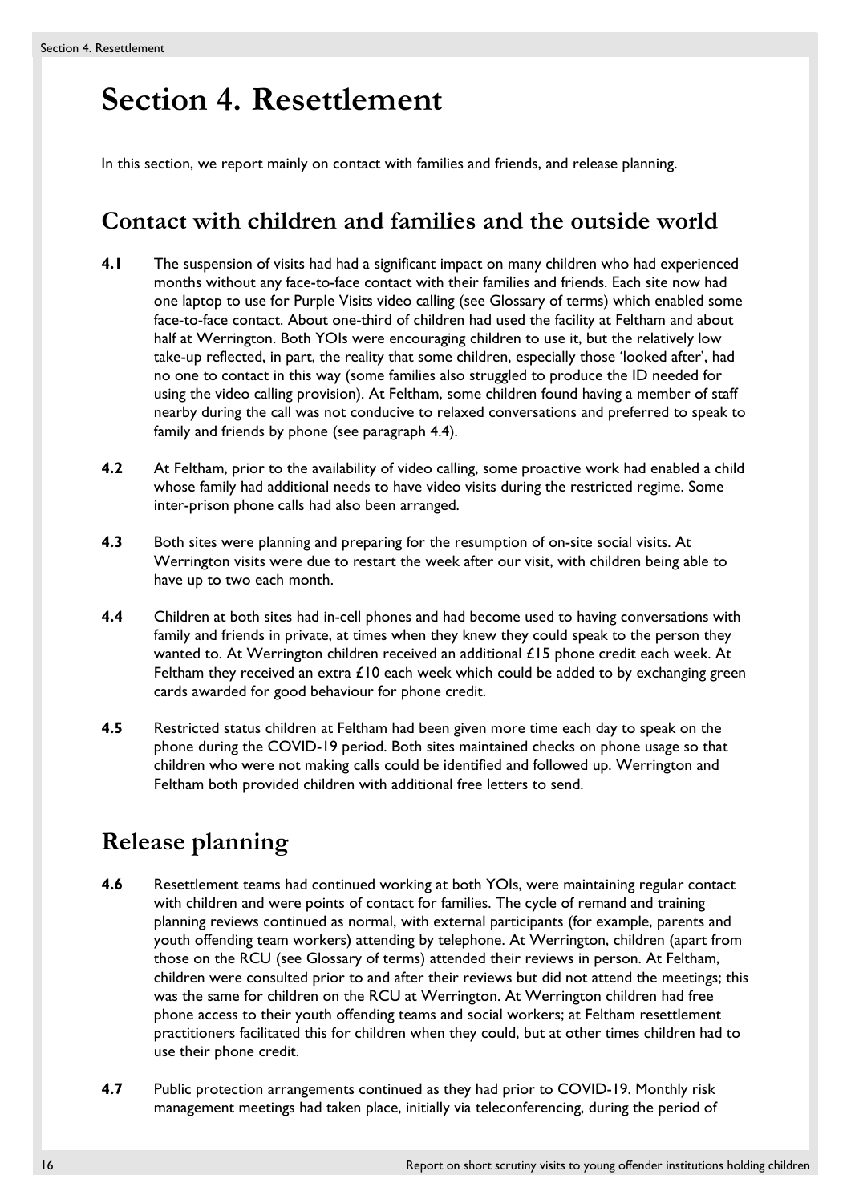# Section 4. Resettlement

In this section, we report mainly on contact with families and friends, and release planning.

## Contact with children and families and the outside world

**4.1** The suspension of visits had had a significant impact on many children who had experienced months without any face-to-face contact with their families and friends. Each site now had one laptop to use for Purple Visits video calling (see Glossary of terms) which enabled some face-to-face contact. About one-third of children had used the facility at Feltham and about half at Werrington. Both YOIs were encouraging children to use it, but the relatively low take-up reflected, in part, the reality that some children, especially those 'looked after', had no one to contact in this way (some families also struggled to produce the ID needed for using the video calling provision). At Feltham, some children found having a member of staff nearby during the call was not conducive to relaxed conversations and preferred to speak to family and friends by phone (see paragraph 4.4).

**4.2** At Feltham, prior to the availability of video calling, some proactive work had enabled a child whose family had additional needs to have video visits during the restricted regime. Some inter-prison phone calls had also been arranged.

**4.3** Both sites were planning and preparing for the resumption of on-site social visits. At Werrington visits were due to restart the week after our visit, with children being able to have up to two each month.

**4.4** Children at both sites had in-cell phones and had become used to having conversations with family and friends in private, at times when they knew they could speak to the person they wanted to. At Werrington children received an additional £15 phone credit each week. At Feltham they received an extra £10 each week which could be added to by exchanging green cards awarded for good behaviour for phone credit.

**4.5** Restricted status children at Feltham had been given more time each day to speak on the phone during the COVID-19 period. Both sites maintained checks on phone usage so that children who were not making calls could be identified and followed up. Werrington and Feltham both provided children with additional free letters to send.

## Release planning

**4.6** Resettlement teams had continued working at both YOIs, were maintaining regular contact with children and were points of contact for families. The cycle of remand and training planning reviews continued as normal, with external participants (for example, parents and youth offending team workers) attending by telephone. At Werrington, children (apart from those on the RCU (see Glossary of terms) attended their reviews in person. At Feltham, children were consulted prior to and after their reviews but did not attend the meetings; this was the same for children on the RCU at Werrington. At Werrington children had free phone access to their youth offending teams and social workers; at Feltham resettlement practitioners facilitated this for children when they could, but at other times children had to use their phone credit.

**4.7** Public protection arrangements continued as they had prior to COVID-19. Monthly risk management meetings had taken place, initially via teleconferencing, during the period of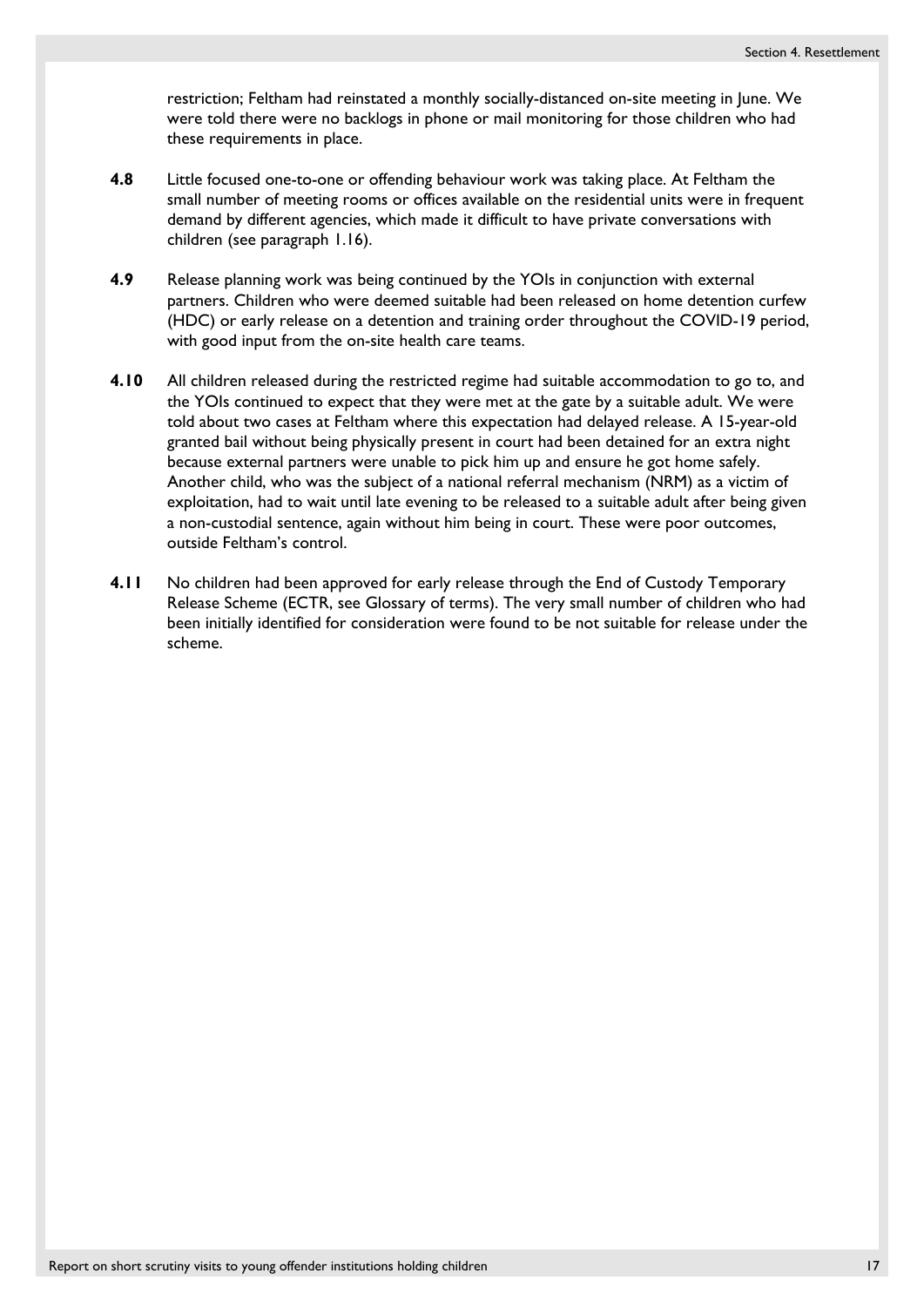restriction; Feltham had reinstated a monthly socially-distanced on-site meeting in June. We were told there were no backlogs in phone or mail monitoring for those children who had these requirements in place.

**4.8** Little focused one-to-one or offending behaviour work was taking place. At Feltham the small number of meeting rooms or offices available on the residential units were in frequent demand by different agencies, which made it difficult to have private conversations with children (see paragraph 1.16).

**4.9** Release planning work was being continued by the YOIs in conjunction with external partners. Children who were deemed suitable had been released on home detention curfew (HDC) or early release on a detention and training order throughout the COVID-19 period, with good input from the on-site health care teams.

**4.10** All children released during the restricted regime had suitable accommodation to go to, and the YOIs continued to expect that they were met at the gate by a suitable adult. We were told about two cases at Feltham where this expectation had delayed release. A 15-year-old granted bail without being physically present in court had been detained for an extra night because external partners were unable to pick him up and ensure he got home safely. Another child, who was the subject of a national referral mechanism (NRM) as a victim of exploitation, had to wait until late evening to be released to a suitable adult after being given a non-custodial sentence, again without him being in court. These were poor outcomes, outside Feltham's control.

**4.11** No children had been approved for early release through the End of Custody Temporary Release Scheme (ECTR, see Glossary of terms). The very small number of children who had been initially identified for consideration were found to be not suitable for release under the scheme.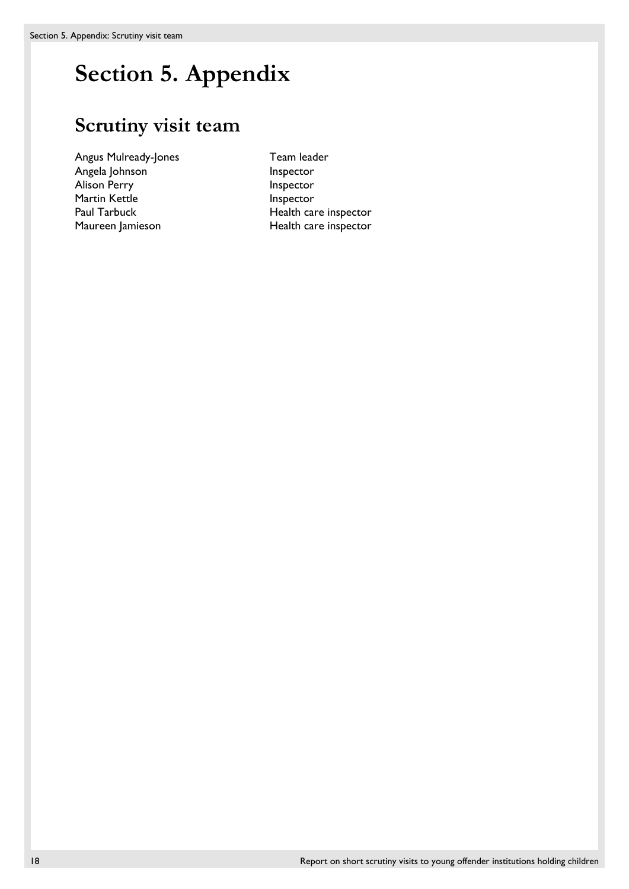# Section 5. Appendix

## Scrutiny visit team

| | |
|---|---|
| Angus Mulready-Jones | Team leader |
| Angela Johnson | Inspector |
| Alison Perry | Inspector |
| Martin Kettle | Inspector |
| Paul Tarbuck | Health care inspector |
| Maureen Jamieson | Health care inspector |